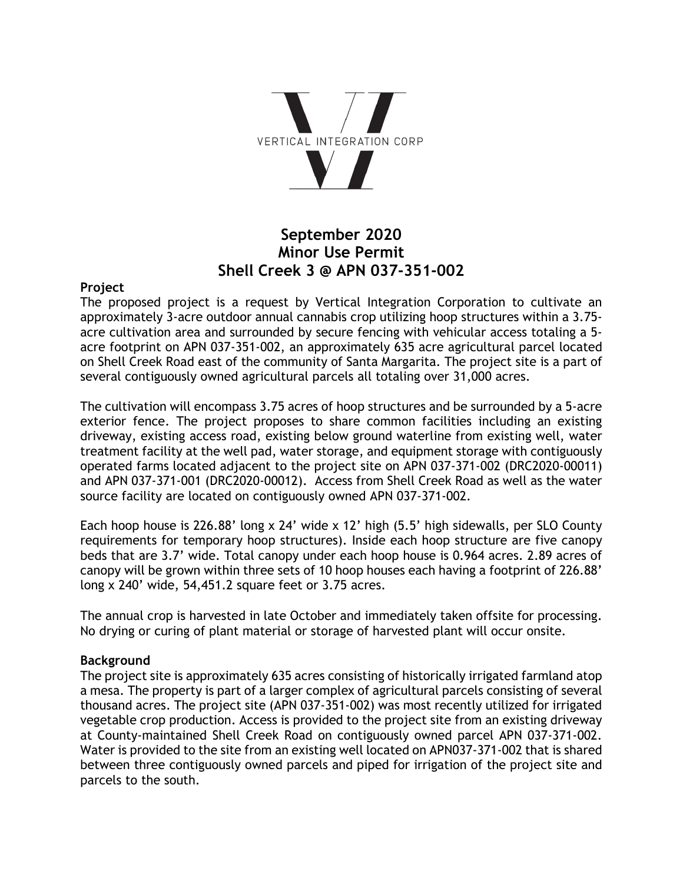VERTICAL INTEGRATION CORP

# September 2020
# Minor Use Permit
# Shell Creek 3 @ APN 037-351-002

**Project**

The proposed project is a request by Vertical Integration Corporation to cultivate an approximately 3-acre outdoor annual cannabis crop utilizing hoop structures within a 3.75-acre cultivation area and surrounded by secure fencing with vehicular access totaling a 5-acre footprint on APN 037-351-002, an approximately 635 acre agricultural parcel located on Shell Creek Road east of the community of Santa Margarita. The project site is a part of several contiguously owned agricultural parcels all totaling over 31,000 acres.

The cultivation will encompass 3.75 acres of hoop structures and be surrounded by a 5-acre exterior fence. The project proposes to share common facilities including an existing driveway, existing access road, existing below ground waterline from existing well, water treatment facility at the well pad, water storage, and equipment storage with contiguously operated farms located adjacent to the project site on APN 037-371-002 (DRC2020-00011) and APN 037-371-001 (DRC2020-00012). Access from Shell Creek Road as well as the water source facility are located on contiguously owned APN 037-371-002.

Each hoop house is 226.88' long x 24' wide x 12' high (5.5' high sidewalls, per SLO County requirements for temporary hoop structures). Inside each hoop structure are five canopy beds that are 3.7' wide. Total canopy under each hoop house is 0.964 acres. 2.89 acres of canopy will be grown within three sets of 10 hoop houses each having a footprint of 226.88' long x 240' wide, 54,451.2 square feet or 3.75 acres.

The annual crop is harvested in late October and immediately taken offsite for processing. No drying or curing of plant material or storage of harvested plant will occur onsite.

**Background**

The project site is approximately 635 acres consisting of historically irrigated farmland atop a mesa. The property is part of a larger complex of agricultural parcels consisting of several thousand acres. The project site (APN 037-351-002) was most recently utilized for irrigated vegetable crop production. Access is provided to the project site from an existing driveway at County-maintained Shell Creek Road on contiguously owned parcel APN 037-371-002. Water is provided to the site from an existing well located on APN037-371-002 that is shared between three contiguously owned parcels and piped for irrigation of the project site and parcels to the south.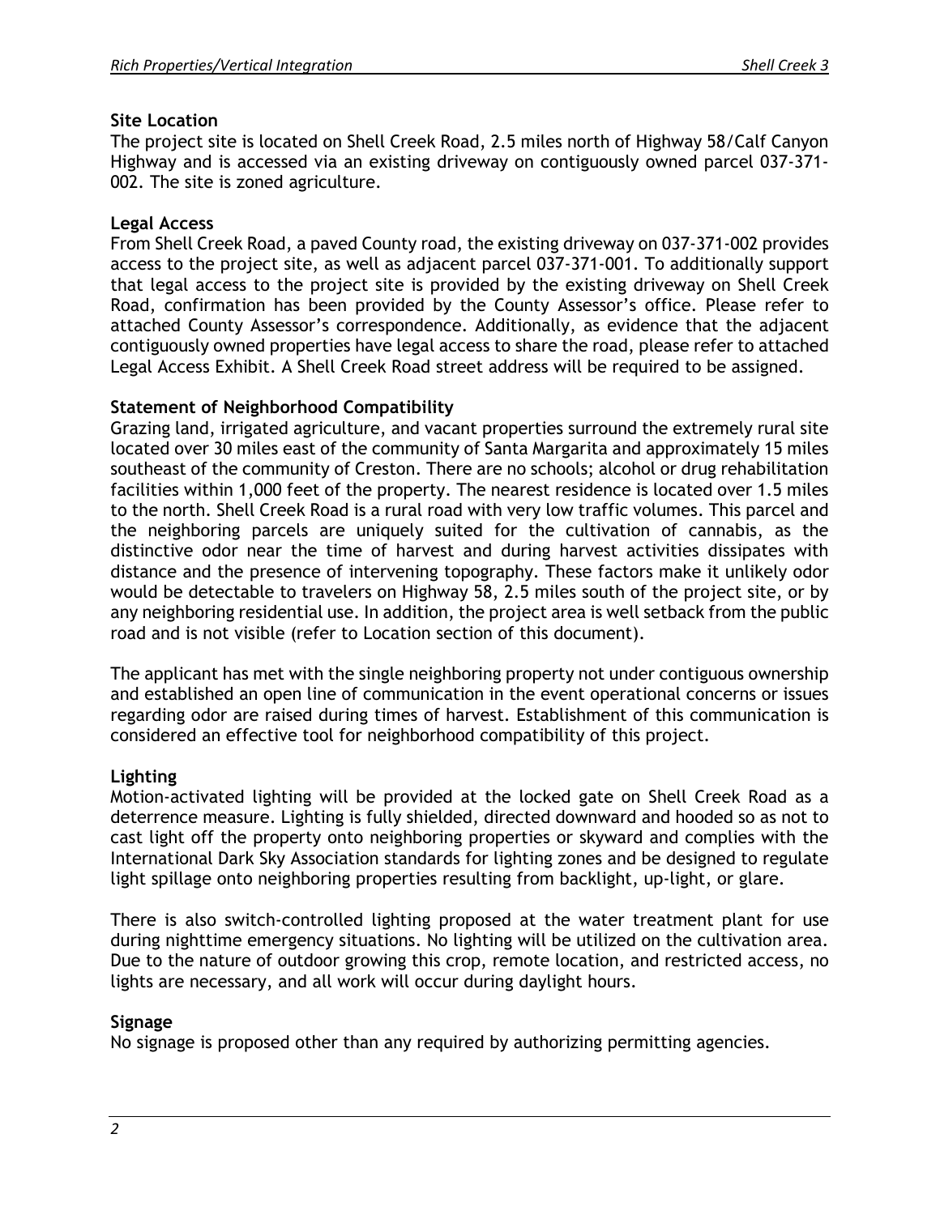## Site Location

The project site is located on Shell Creek Road, 2.5 miles north of Highway 58/Calf Canyon Highway and is accessed via an existing driveway on contiguously owned parcel 037-371-002. The site is zoned agriculture.

## Legal Access

From Shell Creek Road, a paved County road, the existing driveway on 037-371-002 provides access to the project site, as well as adjacent parcel 037-371-001. To additionally support that legal access to the project site is provided by the existing driveway on Shell Creek Road, confirmation has been provided by the County Assessor's office. Please refer to attached County Assessor's correspondence. Additionally, as evidence that the adjacent contiguously owned properties have legal access to share the road, please refer to attached Legal Access Exhibit. A Shell Creek Road street address will be required to be assigned.

## Statement of Neighborhood Compatibility

Grazing land, irrigated agriculture, and vacant properties surround the extremely rural site located over 30 miles east of the community of Santa Margarita and approximately 15 miles southeast of the community of Creston. There are no schools; alcohol or drug rehabilitation facilities within 1,000 feet of the property. The nearest residence is located over 1.5 miles to the north. Shell Creek Road is a rural road with very low traffic volumes. This parcel and the neighboring parcels are uniquely suited for the cultivation of cannabis, as the distinctive odor near the time of harvest and during harvest activities dissipates with distance and the presence of intervening topography. These factors make it unlikely odor would be detectable to travelers on Highway 58, 2.5 miles south of the project site, or by any neighboring residential use. In addition, the project area is well setback from the public road and is not visible (refer to Location section of this document).

The applicant has met with the single neighboring property not under contiguous ownership and established an open line of communication in the event operational concerns or issues regarding odor are raised during times of harvest. Establishment of this communication is considered an effective tool for neighborhood compatibility of this project.

## Lighting

Motion-activated lighting will be provided at the locked gate on Shell Creek Road as a deterrence measure. Lighting is fully shielded, directed downward and hooded so as not to cast light off the property onto neighboring properties or skyward and complies with the International Dark Sky Association standards for lighting zones and be designed to regulate light spillage onto neighboring properties resulting from backlight, up-light, or glare.

There is also switch-controlled lighting proposed at the water treatment plant for use during nighttime emergency situations. No lighting will be utilized on the cultivation area. Due to the nature of outdoor growing this crop, remote location, and restricted access, no lights are necessary, and all work will occur during daylight hours.

## Signage

No signage is proposed other than any required by authorizing permitting agencies.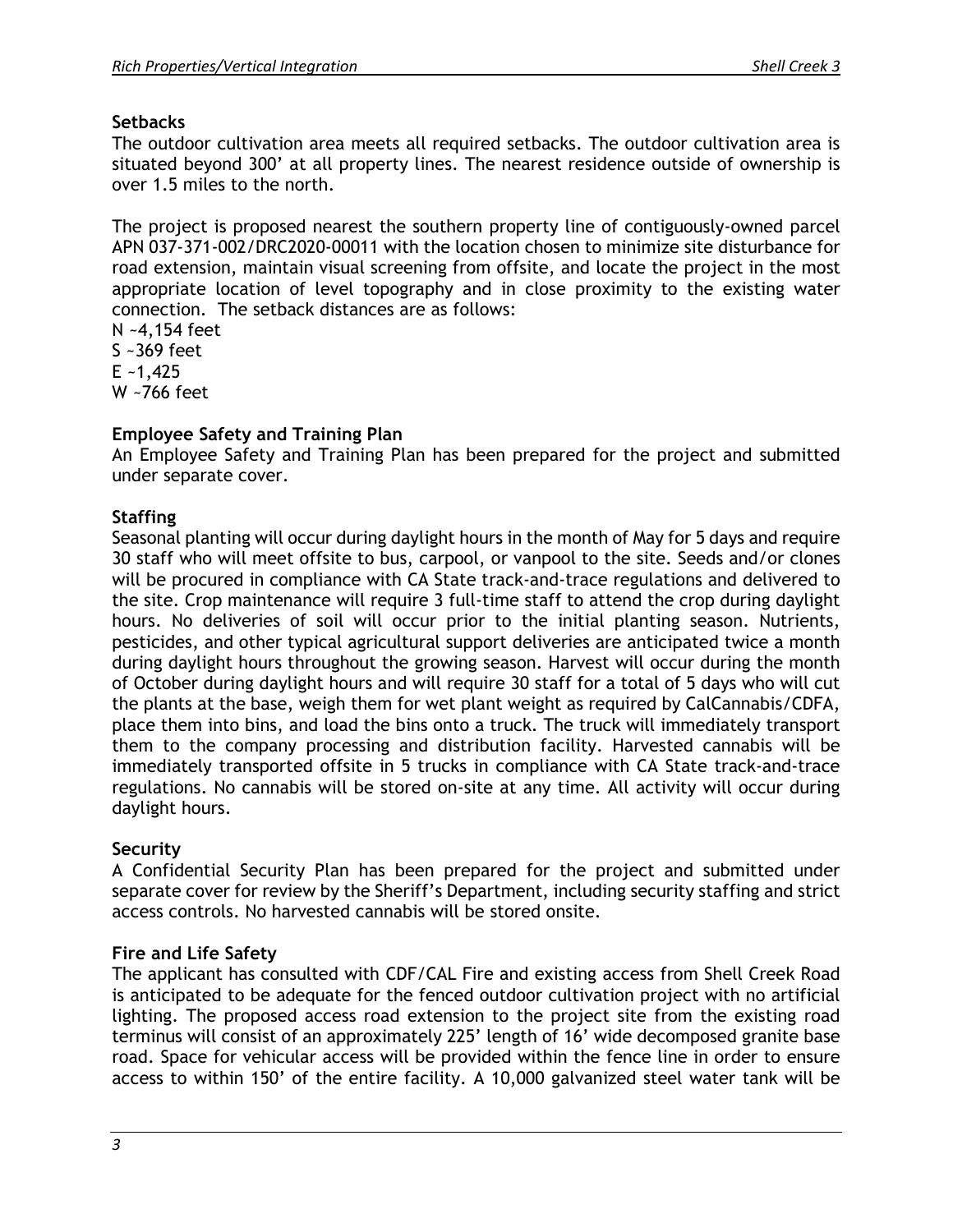**Setbacks**

The outdoor cultivation area meets all required setbacks. The outdoor cultivation area is situated beyond 300' at all property lines. The nearest residence outside of ownership is over 1.5 miles to the north.

The project is proposed nearest the southern property line of contiguously-owned parcel APN 037-371-002/DRC2020-00011 with the location chosen to minimize site disturbance for road extension, maintain visual screening from offsite, and locate the project in the most appropriate location of level topography and in close proximity to the existing water connection. The setback distances are as follows:

N ~4,154 feet
S ~369 feet
E ~1,425
W ~766 feet

**Employee Safety and Training Plan**

An Employee Safety and Training Plan has been prepared for the project and submitted under separate cover.

**Staffing**

Seasonal planting will occur during daylight hours in the month of May for 5 days and require 30 staff who will meet offsite to bus, carpool, or vanpool to the site. Seeds and/or clones will be procured in compliance with CA State track-and-trace regulations and delivered to the site. Crop maintenance will require 3 full-time staff to attend the crop during daylight hours. No deliveries of soil will occur prior to the initial planting season. Nutrients, pesticides, and other typical agricultural support deliveries are anticipated twice a month during daylight hours throughout the growing season. Harvest will occur during the month of October during daylight hours and will require 30 staff for a total of 5 days who will cut the plants at the base, weigh them for wet plant weight as required by CalCannabis/CDFA, place them into bins, and load the bins onto a truck. The truck will immediately transport them to the company processing and distribution facility. Harvested cannabis will be immediately transported offsite in 5 trucks in compliance with CA State track-and-trace regulations. No cannabis will be stored on-site at any time. All activity will occur during daylight hours.

**Security**

A Confidential Security Plan has been prepared for the project and submitted under separate cover for review by the Sheriff's Department, including security staffing and strict access controls. No harvested cannabis will be stored onsite.

**Fire and Life Safety**

The applicant has consulted with CDF/CAL Fire and existing access from Shell Creek Road is anticipated to be adequate for the fenced outdoor cultivation project with no artificial lighting. The proposed access road extension to the project site from the existing road terminus will consist of an approximately 225' length of 16' wide decomposed granite base road. Space for vehicular access will be provided within the fence line in order to ensure access to within 150' of the entire facility. A 10,000 galvanized steel water tank will be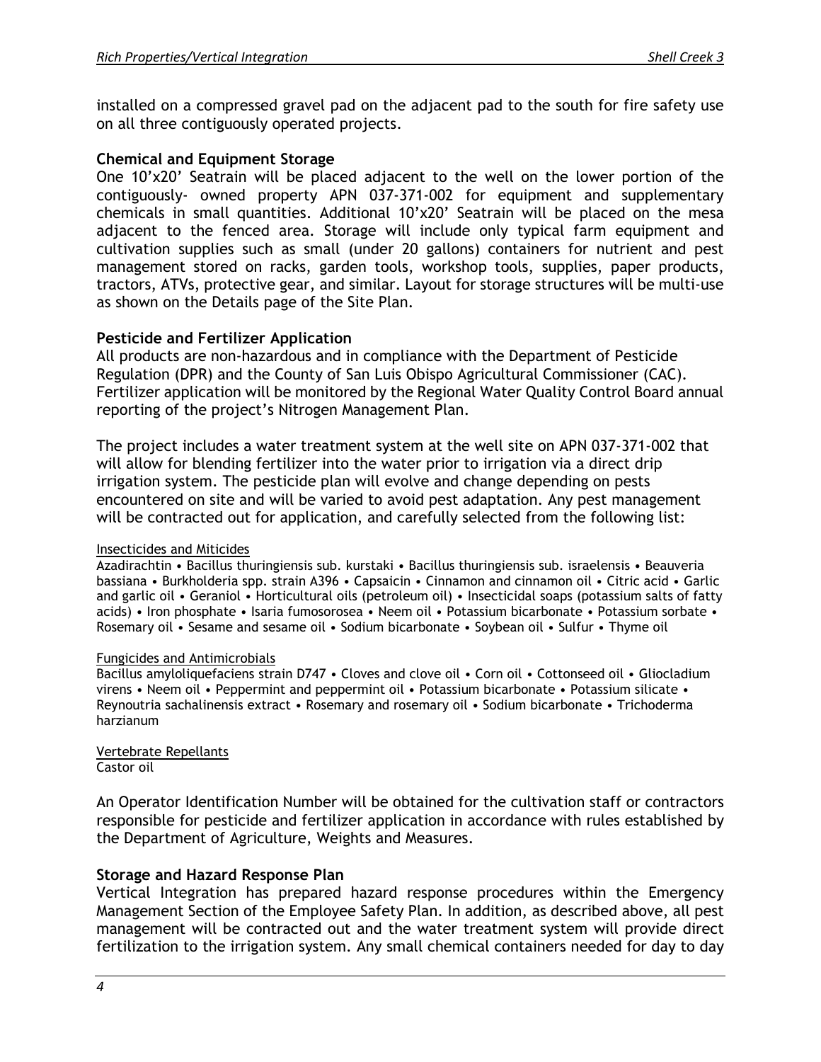installed on a compressed gravel pad on the adjacent pad to the south for fire safety use on all three contiguously operated projects.

**Chemical and Equipment Storage**

One 10'x20' Seatrain will be placed adjacent to the well on the lower portion of the contiguously- owned property APN 037-371-002 for equipment and supplementary chemicals in small quantities. Additional 10'x20' Seatrain will be placed on the mesa adjacent to the fenced area. Storage will include only typical farm equipment and cultivation supplies such as small (under 20 gallons) containers for nutrient and pest management stored on racks, garden tools, workshop tools, supplies, paper products, tractors, ATVs, protective gear, and similar. Layout for storage structures will be multi-use as shown on the Details page of the Site Plan.

**Pesticide and Fertilizer Application**

All products are non-hazardous and in compliance with the Department of Pesticide Regulation (DPR) and the County of San Luis Obispo Agricultural Commissioner (CAC). Fertilizer application will be monitored by the Regional Water Quality Control Board annual reporting of the project's Nitrogen Management Plan.

The project includes a water treatment system at the well site on APN 037-371-002 that will allow for blending fertilizer into the water prior to irrigation via a direct drip irrigation system. The pesticide plan will evolve and change depending on pests encountered on site and will be varied to avoid pest adaptation. Any pest management will be contracted out for application, and carefully selected from the following list:

<u>Insecticides and Miticides</u>

Azadirachtin • Bacillus thuringiensis sub. kurstaki • Bacillus thuringiensis sub. israelensis • Beauveria bassiana • Burkholderia spp. strain A396 • Capsaicin • Cinnamon and cinnamon oil • Citric acid • Garlic and garlic oil • Geraniol • Horticultural oils (petroleum oil) • Insecticidal soaps (potassium salts of fatty acids) • Iron phosphate • Isaria fumosorosea • Neem oil • Potassium bicarbonate • Potassium sorbate • Rosemary oil • Sesame and sesame oil • Sodium bicarbonate • Soybean oil • Sulfur • Thyme oil

<u>Fungicides and Antimicrobials</u>

Bacillus amyloliquefaciens strain D747 • Cloves and clove oil • Corn oil • Cottonseed oil • Gliocladium virens • Neem oil • Peppermint and peppermint oil • Potassium bicarbonate • Potassium silicate • Reynoutria sachalinensis extract • Rosemary and rosemary oil • Sodium bicarbonate • Trichoderma harzianum

<u>Vertebrate Repellants</u>

Castor oil

An Operator Identification Number will be obtained for the cultivation staff or contractors responsible for pesticide and fertilizer application in accordance with rules established by the Department of Agriculture, Weights and Measures.

**Storage and Hazard Response Plan**

Vertical Integration has prepared hazard response procedures within the Emergency Management Section of the Employee Safety Plan. In addition, as described above, all pest management will be contracted out and the water treatment system will provide direct fertilization to the irrigation system. Any small chemical containers needed for day to day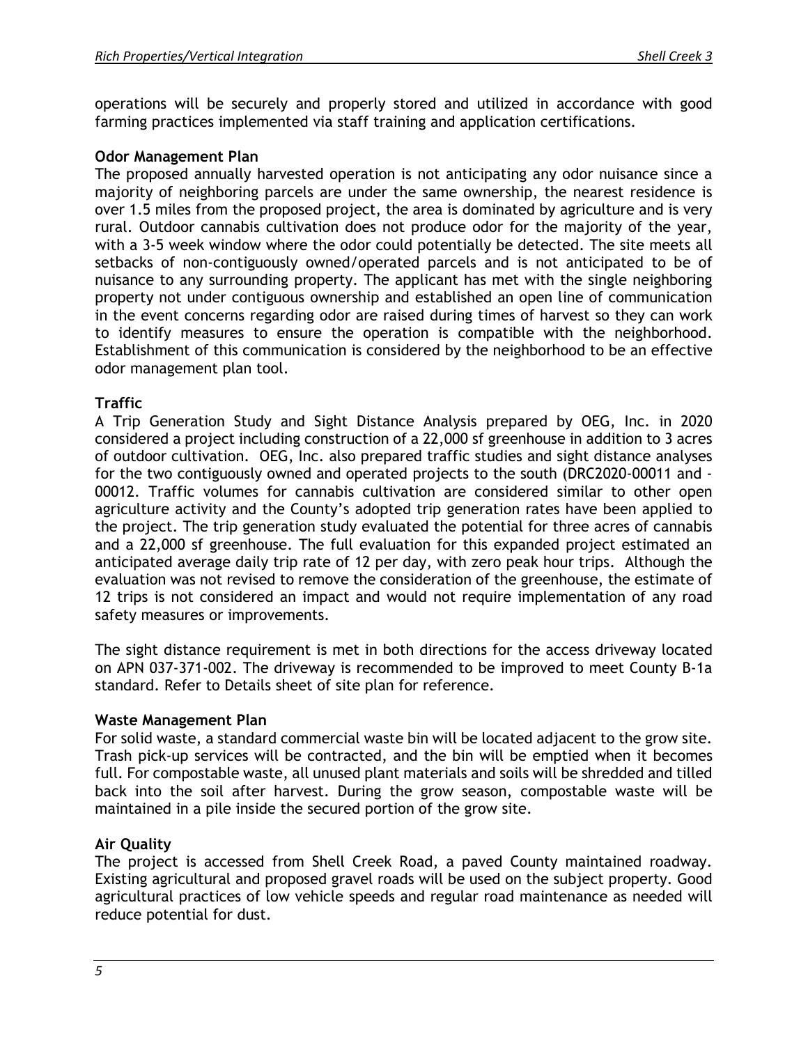operations will be securely and properly stored and utilized in accordance with good farming practices implemented via staff training and application certifications.

**Odor Management Plan**

The proposed annually harvested operation is not anticipating any odor nuisance since a majority of neighboring parcels are under the same ownership, the nearest residence is over 1.5 miles from the proposed project, the area is dominated by agriculture and is very rural. Outdoor cannabis cultivation does not produce odor for the majority of the year, with a 3-5 week window where the odor could potentially be detected. The site meets all setbacks of non-contiguously owned/operated parcels and is not anticipated to be of nuisance to any surrounding property. The applicant has met with the single neighboring property not under contiguous ownership and established an open line of communication in the event concerns regarding odor are raised during times of harvest so they can work to identify measures to ensure the operation is compatible with the neighborhood. Establishment of this communication is considered by the neighborhood to be an effective odor management plan tool.

**Traffic**

A Trip Generation Study and Sight Distance Analysis prepared by OEG, Inc. in 2020 considered a project including construction of a 22,000 sf greenhouse in addition to 3 acres of outdoor cultivation. OEG, Inc. also prepared traffic studies and sight distance analyses for the two contiguously owned and operated projects to the south (DRC2020-00011 and -00012. Traffic volumes for cannabis cultivation are considered similar to other open agriculture activity and the County's adopted trip generation rates have been applied to the project. The trip generation study evaluated the potential for three acres of cannabis and a 22,000 sf greenhouse. The full evaluation for this expanded project estimated an anticipated average daily trip rate of 12 per day, with zero peak hour trips. Although the evaluation was not revised to remove the consideration of the greenhouse, the estimate of 12 trips is not considered an impact and would not require implementation of any road safety measures or improvements.

The sight distance requirement is met in both directions for the access driveway located on APN 037-371-002. The driveway is recommended to be improved to meet County B-1a standard. Refer to Details sheet of site plan for reference.

**Waste Management Plan**

For solid waste, a standard commercial waste bin will be located adjacent to the grow site. Trash pick-up services will be contracted, and the bin will be emptied when it becomes full. For compostable waste, all unused plant materials and soils will be shredded and tilled back into the soil after harvest. During the grow season, compostable waste will be maintained in a pile inside the secured portion of the grow site.

**Air Quality**

The project is accessed from Shell Creek Road, a paved County maintained roadway. Existing agricultural and proposed gravel roads will be used on the subject property. Good agricultural practices of low vehicle speeds and regular road maintenance as needed will reduce potential for dust.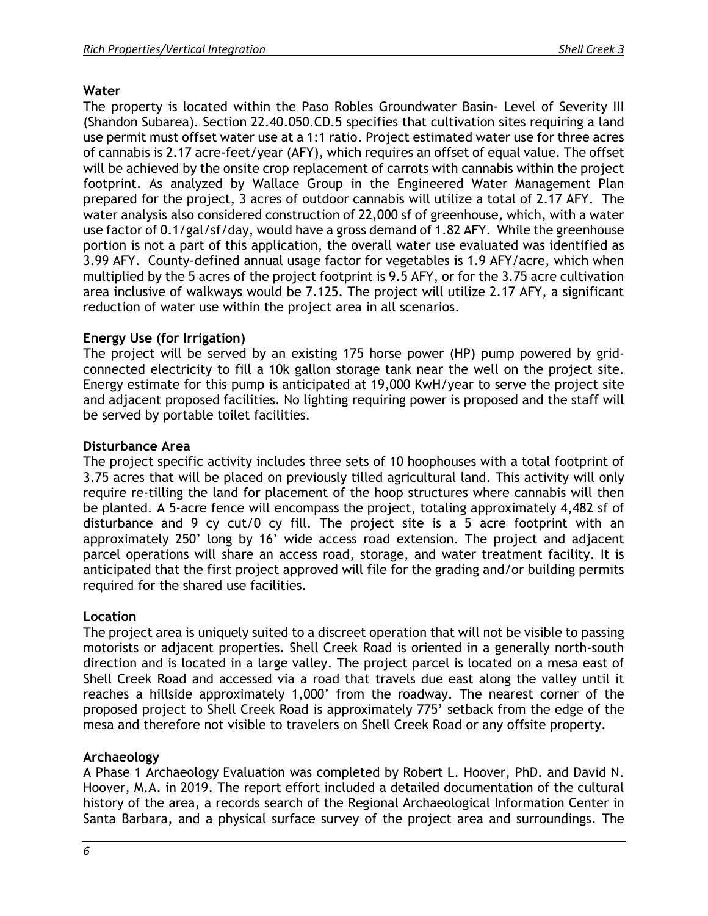## Water

The property is located within the Paso Robles Groundwater Basin- Level of Severity III (Shandon Subarea). Section 22.40.050.CD.5 specifies that cultivation sites requiring a land use permit must offset water use at a 1:1 ratio. Project estimated water use for three acres of cannabis is 2.17 acre-feet/year (AFY), which requires an offset of equal value. The offset will be achieved by the onsite crop replacement of carrots with cannabis within the project footprint. As analyzed by Wallace Group in the Engineered Water Management Plan prepared for the project, 3 acres of outdoor cannabis will utilize a total of 2.17 AFY. The water analysis also considered construction of 22,000 sf of greenhouse, which, with a water use factor of 0.1/gal/sf/day, would have a gross demand of 1.82 AFY. While the greenhouse portion is not a part of this application, the overall water use evaluated was identified as 3.99 AFY. County-defined annual usage factor for vegetables is 1.9 AFY/acre, which when multiplied by the 5 acres of the project footprint is 9.5 AFY, or for the 3.75 acre cultivation area inclusive of walkways would be 7.125. The project will utilize 2.17 AFY, a significant reduction of water use within the project area in all scenarios.

## Energy Use (for Irrigation)

The project will be served by an existing 175 horse power (HP) pump powered by grid-connected electricity to fill a 10k gallon storage tank near the well on the project site. Energy estimate for this pump is anticipated at 19,000 KwH/year to serve the project site and adjacent proposed facilities. No lighting requiring power is proposed and the staff will be served by portable toilet facilities.

## Disturbance Area

The project specific activity includes three sets of 10 hoophouses with a total footprint of 3.75 acres that will be placed on previously tilled agricultural land. This activity will only require re-tilling the land for placement of the hoop structures where cannabis will then be planted. A 5-acre fence will encompass the project, totaling approximately 4,482 sf of disturbance and 9 cy cut/0 cy fill. The project site is a 5 acre footprint with an approximately 250' long by 16' wide access road extension. The project and adjacent parcel operations will share an access road, storage, and water treatment facility. It is anticipated that the first project approved will file for the grading and/or building permits required for the shared use facilities.

## Location

The project area is uniquely suited to a discreet operation that will not be visible to passing motorists or adjacent properties. Shell Creek Road is oriented in a generally north-south direction and is located in a large valley. The project parcel is located on a mesa east of Shell Creek Road and accessed via a road that travels due east along the valley until it reaches a hillside approximately 1,000' from the roadway. The nearest corner of the proposed project to Shell Creek Road is approximately 775' setback from the edge of the mesa and therefore not visible to travelers on Shell Creek Road or any offsite property.

## Archaeology

A Phase 1 Archaeology Evaluation was completed by Robert L. Hoover, PhD. and David N. Hoover, M.A. in 2019. The report effort included a detailed documentation of the cultural history of the area, a records search of the Regional Archaeological Information Center in Santa Barbara, and a physical surface survey of the project area and surroundings. The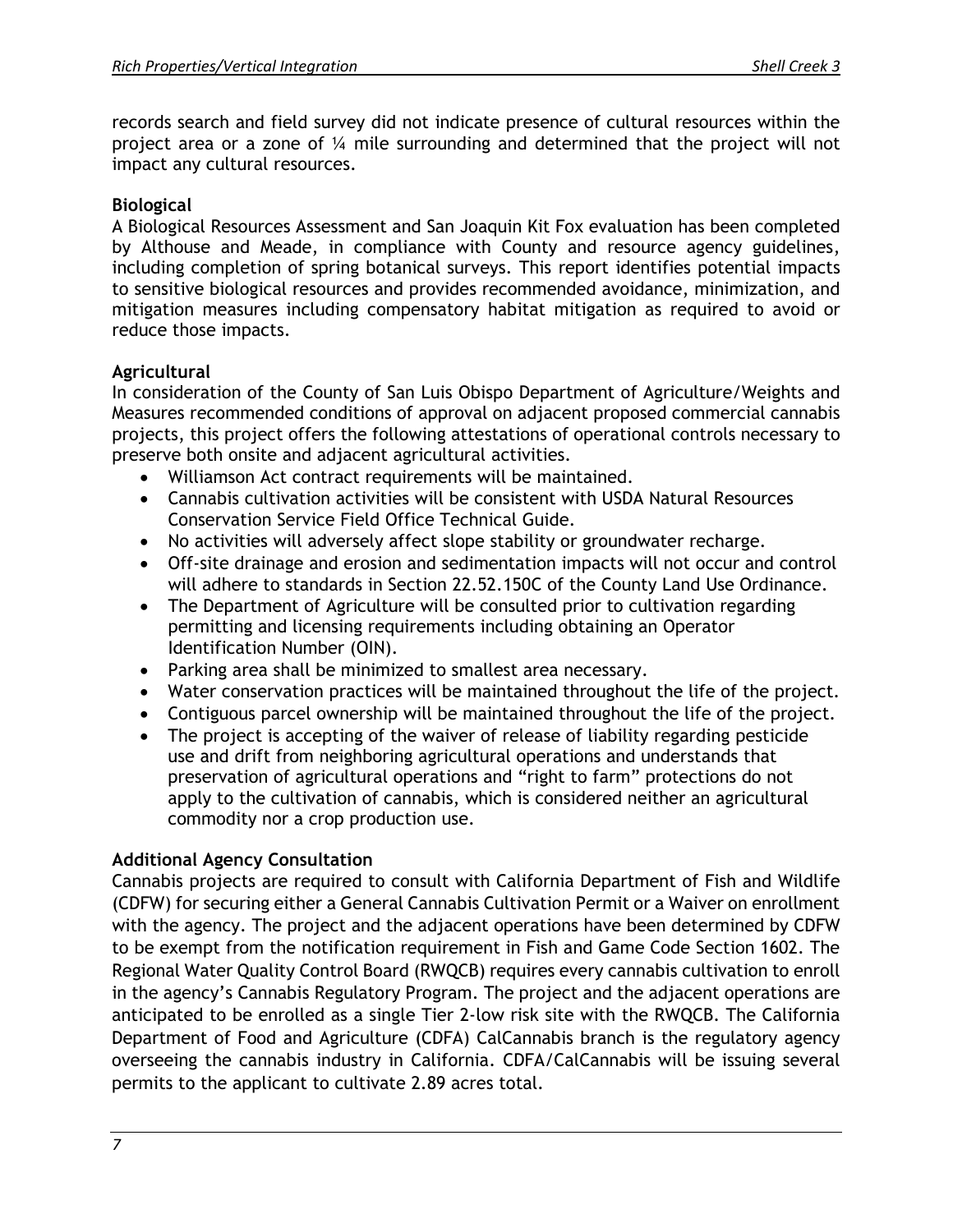records search and field survey did not indicate presence of cultural resources within the project area or a zone of ¼ mile surrounding and determined that the project will not impact any cultural resources.

**Biological**

A Biological Resources Assessment and San Joaquin Kit Fox evaluation has been completed by Althouse and Meade, in compliance with County and resource agency guidelines, including completion of spring botanical surveys. This report identifies potential impacts to sensitive biological resources and provides recommended avoidance, minimization, and mitigation measures including compensatory habitat mitigation as required to avoid or reduce those impacts.

**Agricultural**

In consideration of the County of San Luis Obispo Department of Agriculture/Weights and Measures recommended conditions of approval on adjacent proposed commercial cannabis projects, this project offers the following attestations of operational controls necessary to preserve both onsite and adjacent agricultural activities.

- Williamson Act contract requirements will be maintained.
- Cannabis cultivation activities will be consistent with USDA Natural Resources Conservation Service Field Office Technical Guide.
- No activities will adversely affect slope stability or groundwater recharge.
- Off-site drainage and erosion and sedimentation impacts will not occur and control will adhere to standards in Section 22.52.150C of the County Land Use Ordinance.
- The Department of Agriculture will be consulted prior to cultivation regarding permitting and licensing requirements including obtaining an Operator Identification Number (OIN).
- Parking area shall be minimized to smallest area necessary.
- Water conservation practices will be maintained throughout the life of the project.
- Contiguous parcel ownership will be maintained throughout the life of the project.
- The project is accepting of the waiver of release of liability regarding pesticide use and drift from neighboring agricultural operations and understands that preservation of agricultural operations and "right to farm" protections do not apply to the cultivation of cannabis, which is considered neither an agricultural commodity nor a crop production use.

**Additional Agency Consultation**

Cannabis projects are required to consult with California Department of Fish and Wildlife (CDFW) for securing either a General Cannabis Cultivation Permit or a Waiver on enrollment with the agency. The project and the adjacent operations have been determined by CDFW to be exempt from the notification requirement in Fish and Game Code Section 1602. The Regional Water Quality Control Board (RWQCB) requires every cannabis cultivation to enroll in the agency's Cannabis Regulatory Program. The project and the adjacent operations are anticipated to be enrolled as a single Tier 2-low risk site with the RWQCB. The California Department of Food and Agriculture (CDFA) CalCannabis branch is the regulatory agency overseeing the cannabis industry in California. CDFA/CalCannabis will be issuing several permits to the applicant to cultivate 2.89 acres total.